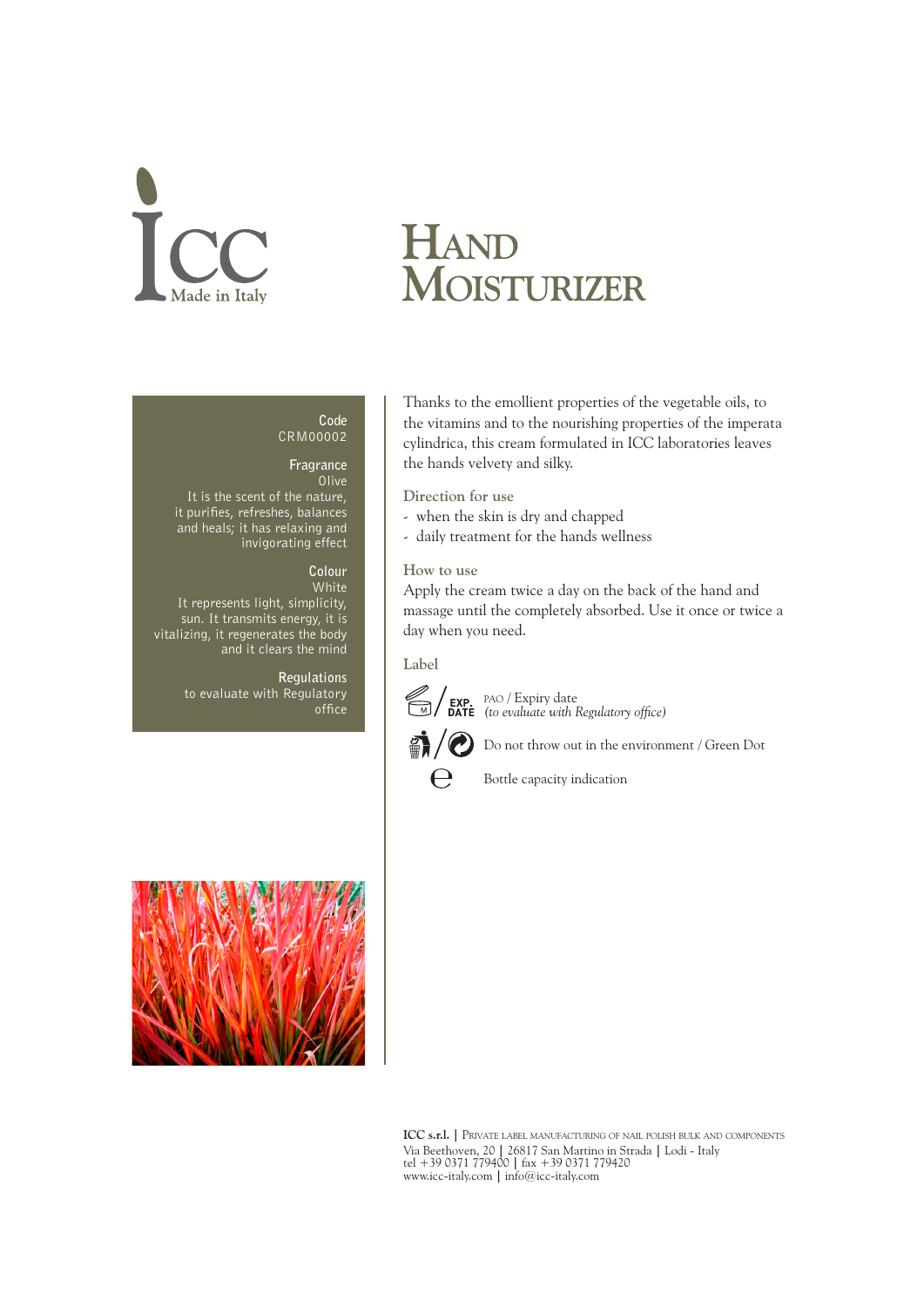ICC Made in Italy

# Hand Moisturizer

**Code**
CRM00002

**Fragrance**
Olive
It is the scent of the nature, it purifies, refreshes, balances and heals; it has relaxing and invigorating effect

**Colour**
White
It represents light, simplicity, sun. It transmits energy, it is vitalizing, it regenerates the body and it clears the mind

**Regulations**
to evaluate with Regulatory office

Thanks to the emollient properties of the vegetable oils, to the vitamins and to the nourishing properties of the imperata cylindrica, this cream formulated in ICC laboratories leaves the hands velvety and silky.

## Direction for use

- when the skin is dry and chapped
- daily treatment for the hands wellness

## How to use

Apply the cream twice a day on the back of the hand and massage until the completely absorbed. Use it once or twice a day when you need.

## Label

PAO / Expiry date
*(to evaluate with Regulatory office)*

Do not throw out in the environment / Green Dot

Bottle capacity indication

**ICC s.r.l.** | Private label manufacturing of nail polish bulk and components
Via Beethoven, 20 | 26817 San Martino in Strada | Lodi - Italy
tel +39 0371 779400 | fax +39 0371 779420
www.icc-italy.com | info@icc-italy.com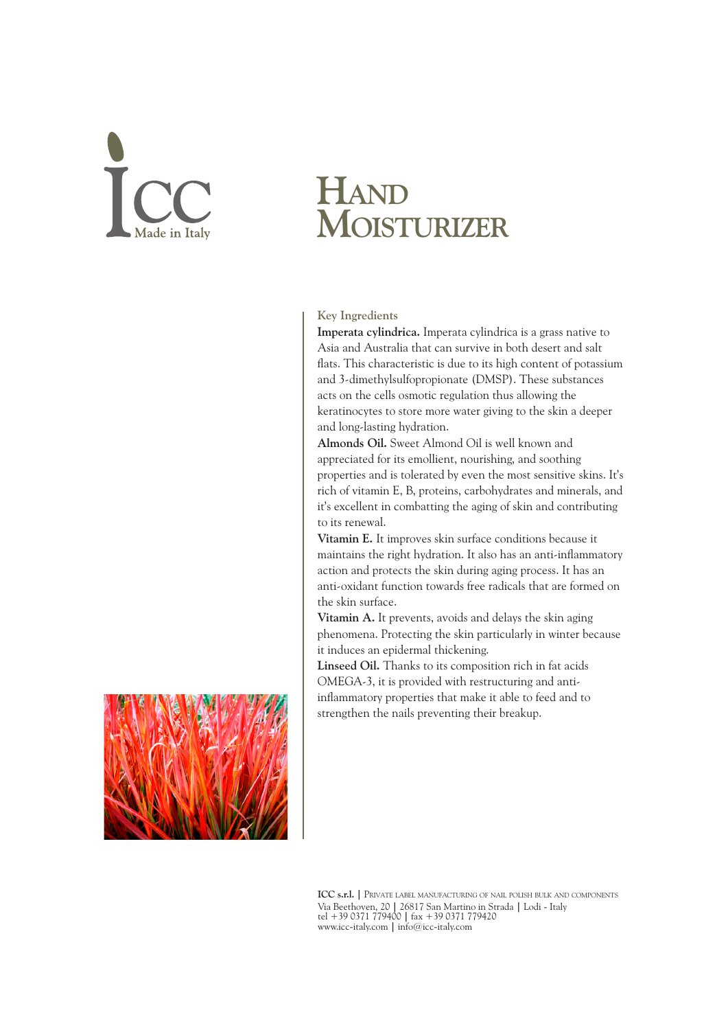ICC
Made in Italy

# Hand Moisturizer

### Key Ingredients

**Imperata cylindrica.** Imperata cylindrica is a grass native to Asia and Australia that can survive in both desert and salt flats. This characteristic is due to its high content of potassium and 3-dimethylsulfopropionate (DMSP). These substances acts on the cells osmotic regulation thus allowing the keratinocytes to store more water giving to the skin a deeper and long-lasting hydration.

**Almonds Oil.** Sweet Almond Oil is well known and appreciated for its emollient, nourishing, and soothing properties and is tolerated by even the most sensitive skins. It's rich of vitamin E, B, proteins, carbohydrates and minerals, and it's excellent in combatting the aging of skin and contributing to its renewal.

**Vitamin E.** It improves skin surface conditions because it maintains the right hydration. It also has an anti-inflammatory action and protects the skin during aging process. It has an anti-oxidant function towards free radicals that are formed on the skin surface.

**Vitamin A.** It prevents, avoids and delays the skin aging phenomena. Protecting the skin particularly in winter because it induces an epidermal thickening.

**Linseed Oil.** Thanks to its composition rich in fat acids OMEGA-3, it is provided with restructuring and anti-inflammatory properties that make it able to feed and to strengthen the nails preventing their breakup.

**ICC s.r.l.** | Private label manufacturing of nail polish bulk and components
Via Beethoven, 20 | 26817 San Martino in Strada | Lodi - Italy
tel +39 0371 779400 | fax +39 0371 779420
www.icc-italy.com | info@icc-italy.com